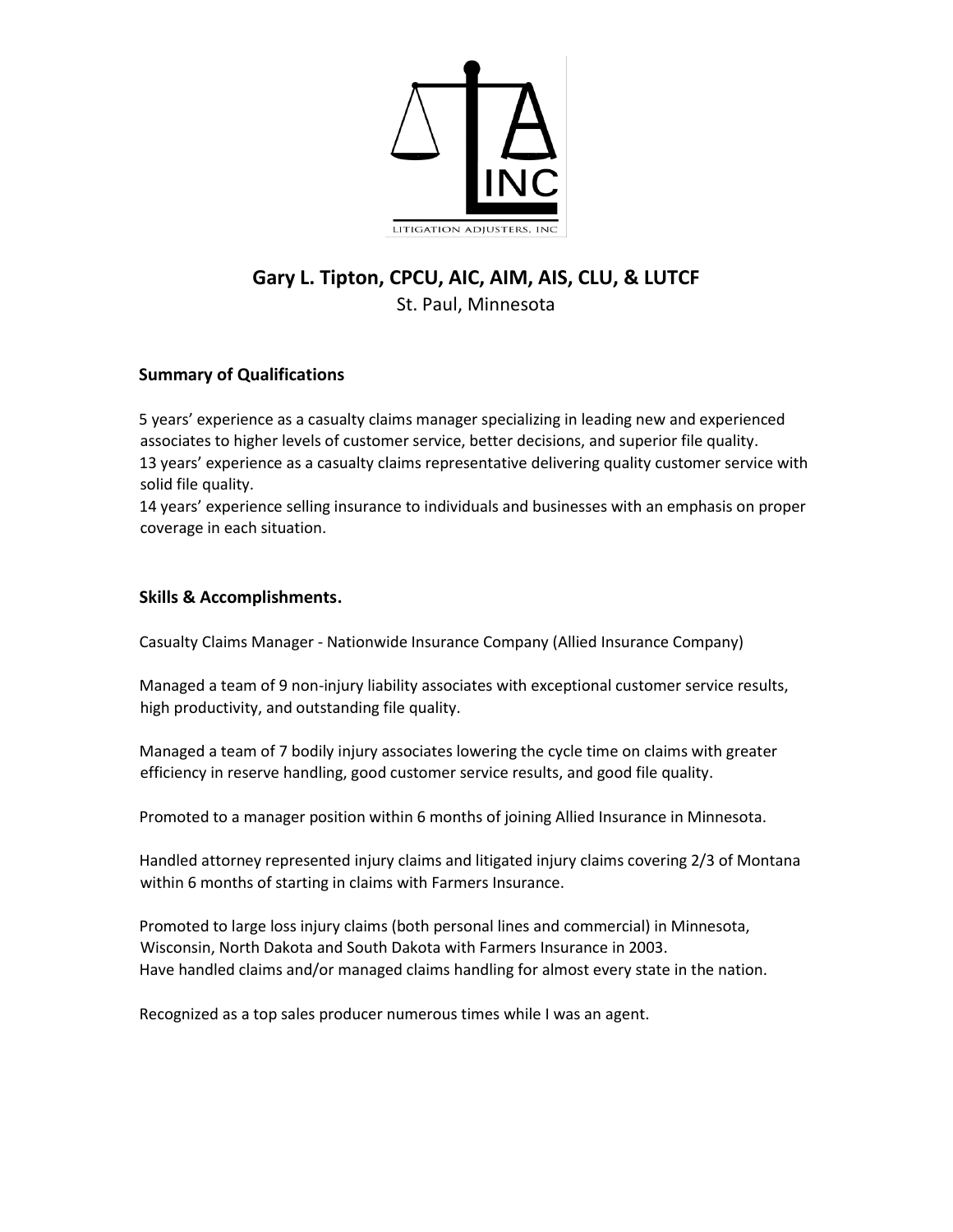LITIGATION ADJUSTERS, INC

# Gary L. Tipton, CPCU, AIC, AIM, AIS, CLU, & LUTCF

St. Paul, Minnesota

## Summary of Qualifications

5 years' experience as a casualty claims manager specializing in leading new and experienced associates to higher levels of customer service, better decisions, and superior file quality.
13 years' experience as a casualty claims representative delivering quality customer service with solid file quality.
14 years' experience selling insurance to individuals and businesses with an emphasis on proper coverage in each situation.

## Skills & Accomplishments.

Casualty Claims Manager - Nationwide Insurance Company (Allied Insurance Company)

Managed a team of 9 non-injury liability associates with exceptional customer service results, high productivity, and outstanding file quality.

Managed a team of 7 bodily injury associates lowering the cycle time on claims with greater efficiency in reserve handling, good customer service results, and good file quality.

Promoted to a manager position within 6 months of joining Allied Insurance in Minnesota.

Handled attorney represented injury claims and litigated injury claims covering 2/3 of Montana within 6 months of starting in claims with Farmers Insurance.

Promoted to large loss injury claims (both personal lines and commercial) in Minnesota, Wisconsin, North Dakota and South Dakota with Farmers Insurance in 2003.
Have handled claims and/or managed claims handling for almost every state in the nation.

Recognized as a top sales producer numerous times while I was an agent.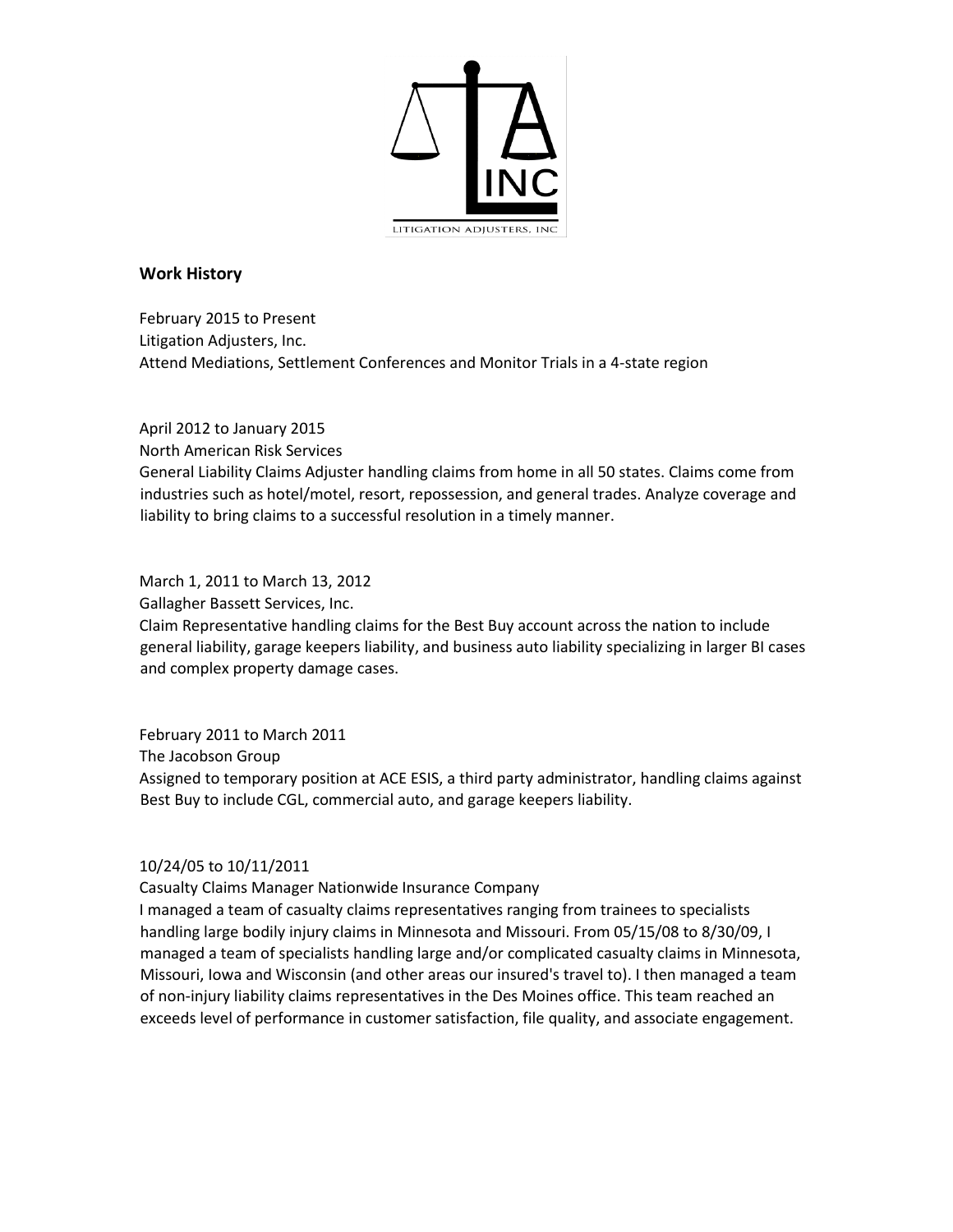## Work History

February 2015 to Present
Litigation Adjusters, Inc.
Attend Mediations, Settlement Conferences and Monitor Trials in a 4-state region

April 2012 to January 2015
North American Risk Services
General Liability Claims Adjuster handling claims from home in all 50 states. Claims come from industries such as hotel/motel, resort, repossession, and general trades. Analyze coverage and liability to bring claims to a successful resolution in a timely manner.

March 1, 2011 to March 13, 2012
Gallagher Bassett Services, Inc.
Claim Representative handling claims for the Best Buy account across the nation to include general liability, garage keepers liability, and business auto liability specializing in larger BI cases and complex property damage cases.

February 2011 to March 2011
The Jacobson Group
Assigned to temporary position at ACE ESIS, a third party administrator, handling claims against Best Buy to include CGL, commercial auto, and garage keepers liability.

10/24/05 to 10/11/2011
Casualty Claims Manager Nationwide Insurance Company
I managed a team of casualty claims representatives ranging from trainees to specialists handling large bodily injury claims in Minnesota and Missouri. From 05/15/08 to 8/30/09, I managed a team of specialists handling large and/or complicated casualty claims in Minnesota, Missouri, Iowa and Wisconsin (and other areas our insured's travel to). I then managed a team of non-injury liability claims representatives in the Des Moines office. This team reached an exceeds level of performance in customer satisfaction, file quality, and associate engagement.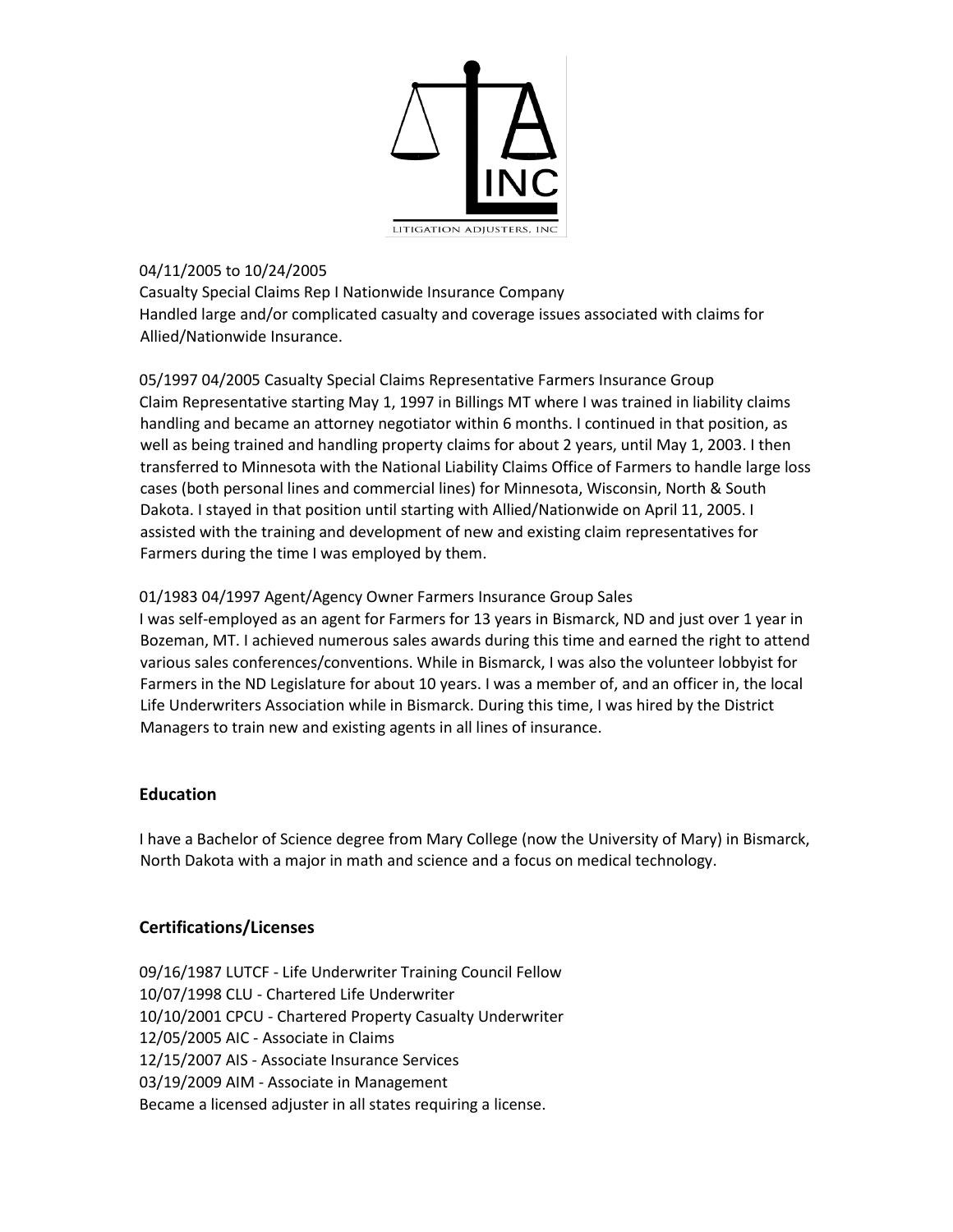04/11/2005 to 10/24/2005
Casualty Special Claims Rep I Nationwide Insurance Company
Handled large and/or complicated casualty and coverage issues associated with claims for Allied/Nationwide Insurance.

05/1997 04/2005 Casualty Special Claims Representative Farmers Insurance Group
Claim Representative starting May 1, 1997 in Billings MT where I was trained in liability claims handling and became an attorney negotiator within 6 months. I continued in that position, as well as being trained and handling property claims for about 2 years, until May 1, 2003. I then transferred to Minnesota with the National Liability Claims Office of Farmers to handle large loss cases (both personal lines and commercial lines) for Minnesota, Wisconsin, North & South Dakota. I stayed in that position until starting with Allied/Nationwide on April 11, 2005. I assisted with the training and development of new and existing claim representatives for Farmers during the time I was employed by them.

01/1983 04/1997 Agent/Agency Owner Farmers Insurance Group Sales
I was self-employed as an agent for Farmers for 13 years in Bismarck, ND and just over 1 year in Bozeman, MT. I achieved numerous sales awards during this time and earned the right to attend various sales conferences/conventions. While in Bismarck, I was also the volunteer lobbyist for Farmers in the ND Legislature for about 10 years. I was a member of, and an officer in, the local Life Underwriters Association while in Bismarck. During this time, I was hired by the District Managers to train new and existing agents in all lines of insurance.

## Education

I have a Bachelor of Science degree from Mary College (now the University of Mary) in Bismarck, North Dakota with a major in math and science and a focus on medical technology.

## Certifications/Licenses

09/16/1987 LUTCF - Life Underwriter Training Council Fellow
10/07/1998 CLU - Chartered Life Underwriter
10/10/2001 CPCU - Chartered Property Casualty Underwriter
12/05/2005 AIC - Associate in Claims
12/15/2007 AIS - Associate Insurance Services
03/19/2009 AIM - Associate in Management
Became a licensed adjuster in all states requiring a license.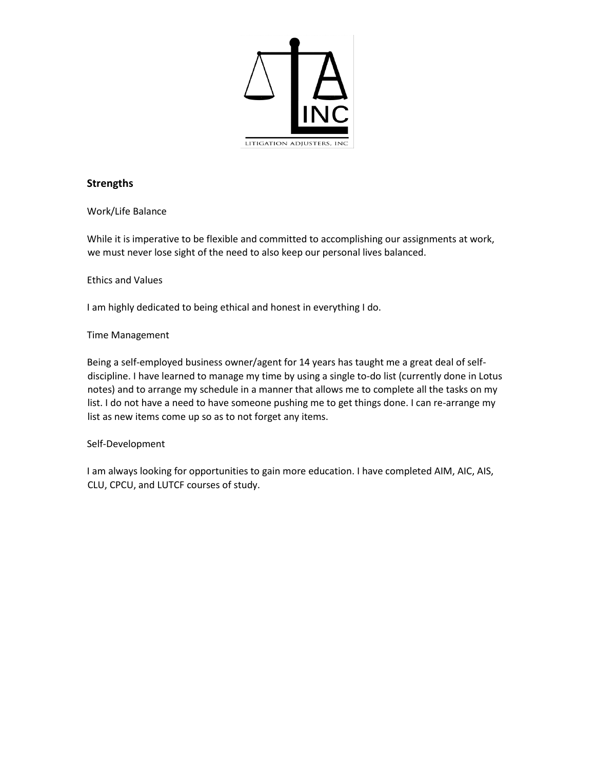## Strengths

Work/Life Balance

While it is imperative to be flexible and committed to accomplishing our assignments at work, we must never lose sight of the need to also keep our personal lives balanced.

Ethics and Values

I am highly dedicated to being ethical and honest in everything I do.

Time Management

Being a self-employed business owner/agent for 14 years has taught me a great deal of self-discipline. I have learned to manage my time by using a single to-do list (currently done in Lotus notes) and to arrange my schedule in a manner that allows me to complete all the tasks on my list. I do not have a need to have someone pushing me to get things done. I can re-arrange my list as new items come up so as to not forget any items.

Self-Development

I am always looking for opportunities to gain more education. I have completed AIM, AIC, AIS, CLU, CPCU, and LUTCF courses of study.